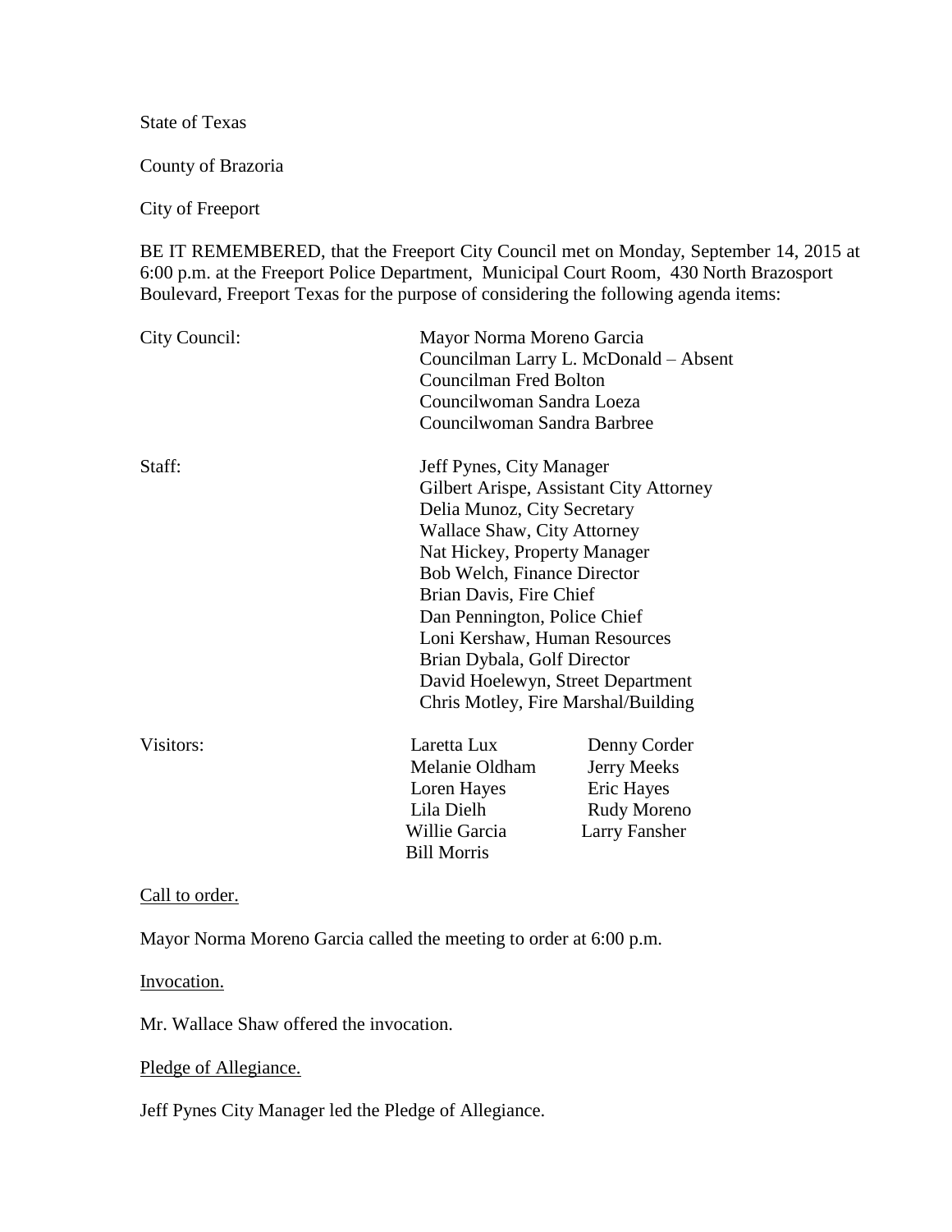State of Texas

County of Brazoria

City of Freeport

BE IT REMEMBERED, that the Freeport City Council met on Monday, September 14, 2015 at 6:00 p.m. at the Freeport Police Department, Municipal Court Room, 430 North Brazosport Boulevard, Freeport Texas for the purpose of considering the following agenda items:

| | | |
|---|---|---|
| City Council: | Mayor Norma Moreno Garcia<br>Councilman Larry L. McDonald – Absent<br>Councilman Fred Bolton<br>Councilwoman Sandra Loeza<br>Councilwoman Sandra Barbree | |
| Staff: | Jeff Pynes, City Manager<br>Gilbert Arispe, Assistant City Attorney<br>Delia Munoz, City Secretary<br>Wallace Shaw, City Attorney<br>Nat Hickey, Property Manager<br>Bob Welch, Finance Director<br>Brian Davis, Fire Chief<br>Dan Pennington, Police Chief<br>Loni Kershaw, Human Resources<br>Brian Dybala, Golf Director<br>David Hoelewyn, Street Department<br>Chris Motley, Fire Marshal/Building | |
| Visitors: | Laretta Lux<br>Melanie Oldham<br>Loren Hayes<br>Lila Dielh<br>Willie Garcia<br>Bill Morris | Denny Corder<br>Jerry Meeks<br>Eric Hayes<br>Rudy Moreno<br>Larry Fansher |

Call to order.

Mayor Norma Moreno Garcia called the meeting to order at 6:00 p.m.

Invocation.

Mr. Wallace Shaw offered the invocation.

Pledge of Allegiance.

Jeff Pynes City Manager led the Pledge of Allegiance.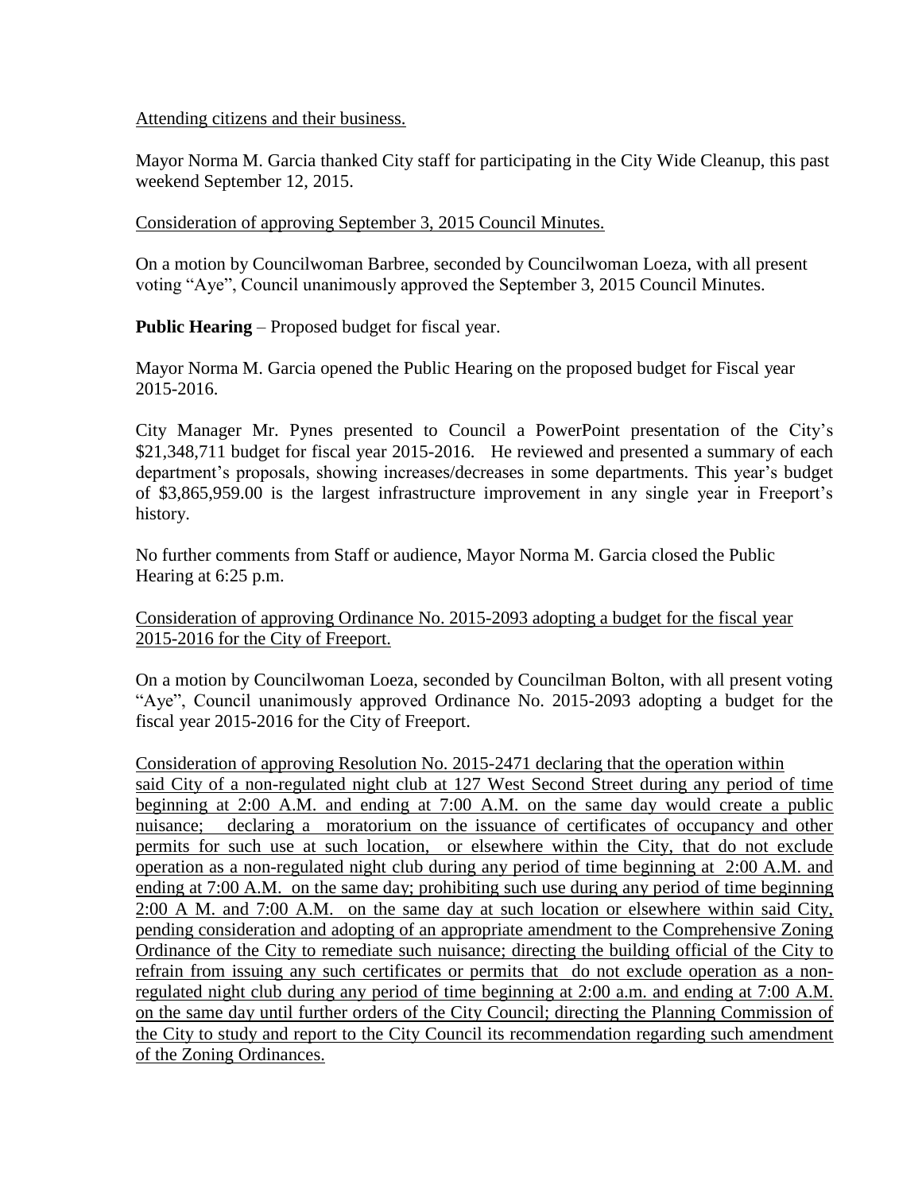Attending citizens and their business.

Mayor Norma M. Garcia thanked City staff for participating in the City Wide Cleanup, this past weekend September 12, 2015.

Consideration of approving September 3, 2015 Council Minutes.

On a motion by Councilwoman Barbree, seconded by Councilwoman Loeza, with all present voting "Aye", Council unanimously approved the September 3, 2015 Council Minutes.

**Public Hearing** – Proposed budget for fiscal year.

Mayor Norma M. Garcia opened the Public Hearing on the proposed budget for Fiscal year 2015-2016.

City Manager Mr. Pynes presented to Council a PowerPoint presentation of the City's $21,348,711 budget for fiscal year 2015-2016. He reviewed and presented a summary of each department's proposals, showing increases/decreases in some departments. This year's budget of $3,865,959.00 is the largest infrastructure improvement in any single year in Freeport's history.

No further comments from Staff or audience, Mayor Norma M. Garcia closed the Public Hearing at 6:25 p.m.

Consideration of approving Ordinance No. 2015-2093 adopting a budget for the fiscal year 2015-2016 for the City of Freeport.

On a motion by Councilwoman Loeza, seconded by Councilman Bolton, with all present voting "Aye", Council unanimously approved Ordinance No. 2015-2093 adopting a budget for the fiscal year 2015-2016 for the City of Freeport.

Consideration of approving Resolution No. 2015-2471 declaring that the operation within said City of a non-regulated night club at 127 West Second Street during any period of time beginning at 2:00 A.M. and ending at 7:00 A.M. on the same day would create a public nuisance; declaring a moratorium on the issuance of certificates of occupancy and other permits for such use at such location, or elsewhere within the City, that do not exclude operation as a non-regulated night club during any period of time beginning at 2:00 A.M. and ending at 7:00 A.M. on the same day; prohibiting such use during any period of time beginning 2:00 A M. and 7:00 A.M. on the same day at such location or elsewhere within said City, pending consideration and adopting of an appropriate amendment to the Comprehensive Zoning Ordinance of the City to remediate such nuisance; directing the building official of the City to refrain from issuing any such certificates or permits that do not exclude operation as a non-regulated night club during any period of time beginning at 2:00 a.m. and ending at 7:00 A.M. on the same day until further orders of the City Council; directing the Planning Commission of the City to study and report to the City Council its recommendation regarding such amendment of the Zoning Ordinances.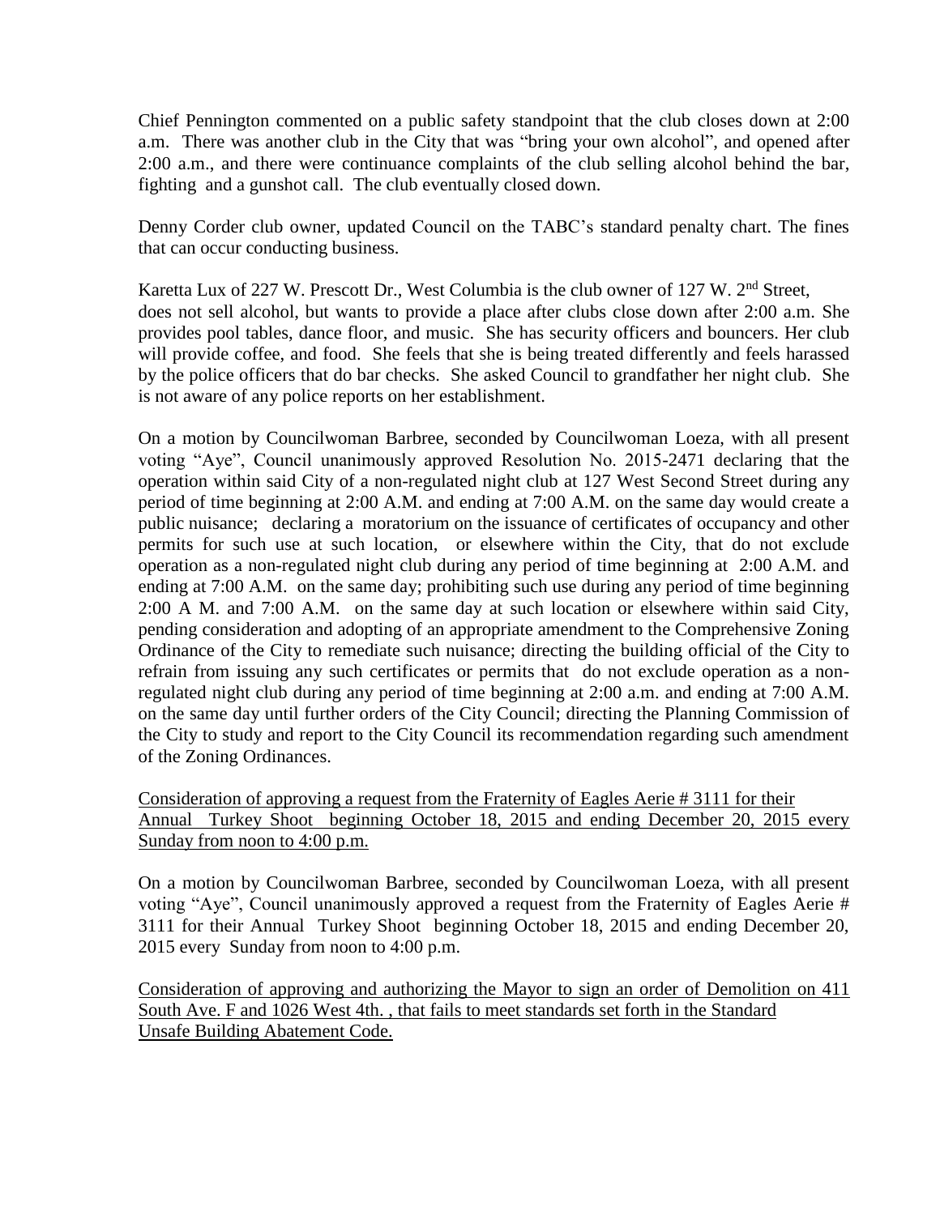Chief Pennington commented on a public safety standpoint that the club closes down at 2:00 a.m. There was another club in the City that was "bring your own alcohol", and opened after 2:00 a.m., and there were continuance complaints of the club selling alcohol behind the bar, fighting and a gunshot call. The club eventually closed down.

Denny Corder club owner, updated Council on the TABC's standard penalty chart. The fines that can occur conducting business.

Karetta Lux of 227 W. Prescott Dr., West Columbia is the club owner of 127 W. 2nd Street, does not sell alcohol, but wants to provide a place after clubs close down after 2:00 a.m. She provides pool tables, dance floor, and music. She has security officers and bouncers. Her club will provide coffee, and food. She feels that she is being treated differently and feels harassed by the police officers that do bar checks. She asked Council to grandfather her night club. She is not aware of any police reports on her establishment.

On a motion by Councilwoman Barbree, seconded by Councilwoman Loeza, with all present voting "Aye", Council unanimously approved Resolution No. 2015-2471 declaring that the operation within said City of a non-regulated night club at 127 West Second Street during any period of time beginning at 2:00 A.M. and ending at 7:00 A.M. on the same day would create a public nuisance; declaring a moratorium on the issuance of certificates of occupancy and other permits for such use at such location, or elsewhere within the City, that do not exclude operation as a non-regulated night club during any period of time beginning at 2:00 A.M. and ending at 7:00 A.M. on the same day; prohibiting such use during any period of time beginning 2:00 A M. and 7:00 A.M. on the same day at such location or elsewhere within said City, pending consideration and adopting of an appropriate amendment to the Comprehensive Zoning Ordinance of the City to remediate such nuisance; directing the building official of the City to refrain from issuing any such certificates or permits that do not exclude operation as a non-regulated night club during any period of time beginning at 2:00 a.m. and ending at 7:00 A.M. on the same day until further orders of the City Council; directing the Planning Commission of the City to study and report to the City Council its recommendation regarding such amendment of the Zoning Ordinances.

<u>Consideration of approving a request from the Fraternity of Eagles Aerie # 3111 for their Annual Turkey Shoot beginning October 18, 2015 and ending December 20, 2015 every Sunday from noon to 4:00 p.m.</u>

On a motion by Councilwoman Barbree, seconded by Councilwoman Loeza, with all present voting "Aye", Council unanimously approved a request from the Fraternity of Eagles Aerie # 3111 for their Annual Turkey Shoot beginning October 18, 2015 and ending December 20, 2015 every Sunday from noon to 4:00 p.m.

<u>Consideration of approving and authorizing the Mayor to sign an order of Demolition on 411 South Ave. F and 1026 West 4th. , that fails to meet standards set forth in the Standard Unsafe Building Abatement Code.</u>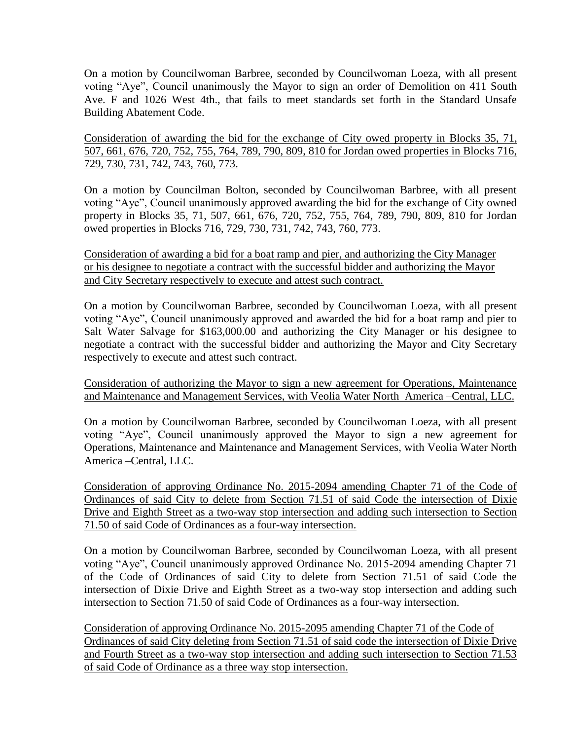On a motion by Councilwoman Barbree, seconded by Councilwoman Loeza, with all present voting "Aye", Council unanimously the Mayor to sign an order of Demolition on 411 South Ave. F and 1026 West 4th., that fails to meet standards set forth in the Standard Unsafe Building Abatement Code.

Consideration of awarding the bid for the exchange of City owed property in Blocks 35, 71, 507, 661, 676, 720, 752, 755, 764, 789, 790, 809, 810 for Jordan owed properties in Blocks 716, 729, 730, 731, 742, 743, 760, 773.

On a motion by Councilman Bolton, seconded by Councilwoman Barbree, with all present voting "Aye", Council unanimously approved awarding the bid for the exchange of City owned property in Blocks 35, 71, 507, 661, 676, 720, 752, 755, 764, 789, 790, 809, 810 for Jordan owed properties in Blocks 716, 729, 730, 731, 742, 743, 760, 773.

Consideration of awarding a bid for a boat ramp and pier, and authorizing the City Manager or his designee to negotiate a contract with the successful bidder and authorizing the Mayor and City Secretary respectively to execute and attest such contract.

On a motion by Councilwoman Barbree, seconded by Councilwoman Loeza, with all present voting "Aye", Council unanimously approved and awarded the bid for a boat ramp and pier to Salt Water Salvage for $163,000.00 and authorizing the City Manager or his designee to negotiate a contract with the successful bidder and authorizing the Mayor and City Secretary respectively to execute and attest such contract.

Consideration of authorizing the Mayor to sign a new agreement for Operations, Maintenance and Maintenance and Management Services, with Veolia Water North America –Central, LLC.

On a motion by Councilwoman Barbree, seconded by Councilwoman Loeza, with all present voting "Aye", Council unanimously approved the Mayor to sign a new agreement for Operations, Maintenance and Maintenance and Management Services, with Veolia Water North America –Central, LLC.

Consideration of approving Ordinance No. 2015-2094 amending Chapter 71 of the Code of Ordinances of said City to delete from Section 71.51 of said Code the intersection of Dixie Drive and Eighth Street as a two-way stop intersection and adding such intersection to Section 71.50 of said Code of Ordinances as a four-way intersection.

On a motion by Councilwoman Barbree, seconded by Councilwoman Loeza, with all present voting "Aye", Council unanimously approved Ordinance No. 2015-2094 amending Chapter 71 of the Code of Ordinances of said City to delete from Section 71.51 of said Code the intersection of Dixie Drive and Eighth Street as a two-way stop intersection and adding such intersection to Section 71.50 of said Code of Ordinances as a four-way intersection.

Consideration of approving Ordinance No. 2015-2095 amending Chapter 71 of the Code of Ordinances of said City deleting from Section 71.51 of said code the intersection of Dixie Drive and Fourth Street as a two-way stop intersection and adding such intersection to Section 71.53 of said Code of Ordinance as a three way stop intersection.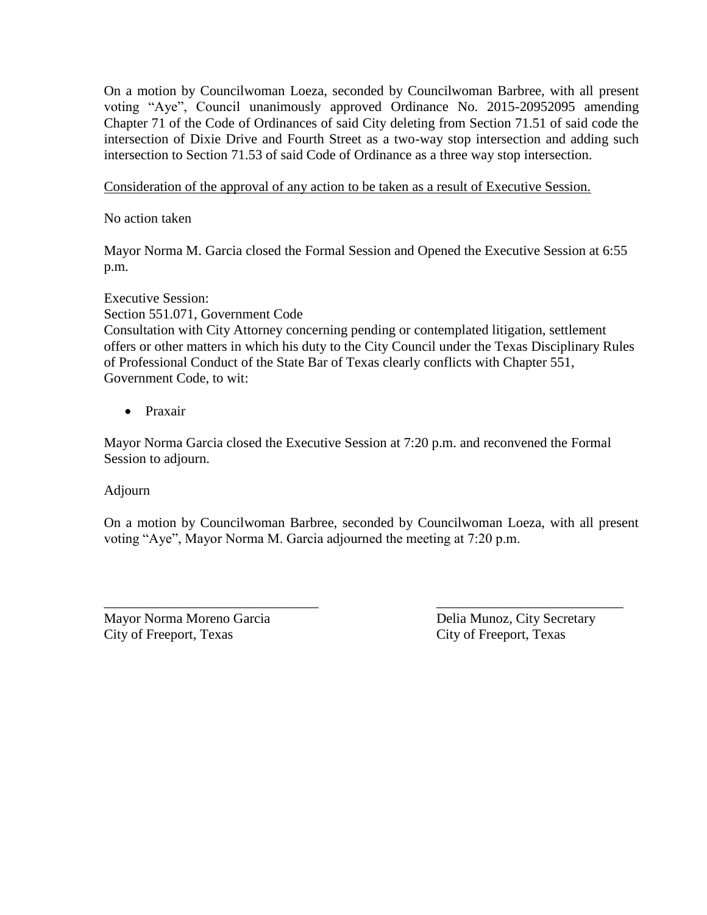On a motion by Councilwoman Loeza, seconded by Councilwoman Barbree, with all present voting "Aye", Council unanimously approved Ordinance No. 2015-20952095 amending Chapter 71 of the Code of Ordinances of said City deleting from Section 71.51 of said code the intersection of Dixie Drive and Fourth Street as a two-way stop intersection and adding such intersection to Section 71.53 of said Code of Ordinance as a three way stop intersection.

<u>Consideration of the approval of any action to be taken as a result of Executive Session.</u>

No action taken

Mayor Norma M. Garcia closed the Formal Session and Opened the Executive Session at 6:55 p.m.

Executive Session:
Section 551.071, Government Code
Consultation with City Attorney concerning pending or contemplated litigation, settlement offers or other matters in which his duty to the City Council under the Texas Disciplinary Rules of Professional Conduct of the State Bar of Texas clearly conflicts with Chapter 551, Government Code, to wit:

- Praxair

Mayor Norma Garcia closed the Executive Session at 7:20 p.m. and reconvened the Formal Session to adjourn.

Adjourn

On a motion by Councilwoman Barbree, seconded by Councilwoman Loeza, with all present voting "Aye", Mayor Norma M. Garcia adjourned the meeting at 7:20 p.m.

\_\_\_\_\_\_\_\_\_\_\_\_\_\_\_\_\_\_\_\_\_\_\_\_\_\_\_\_\_\_\_
Mayor Norma Moreno Garcia
City of Freeport, Texas

\_\_\_\_\_\_\_\_\_\_\_\_\_\_\_\_\_\_\_\_\_\_\_\_\_\_\_\_\_\_\_
Delia Munoz, City Secretary
City of Freeport, Texas